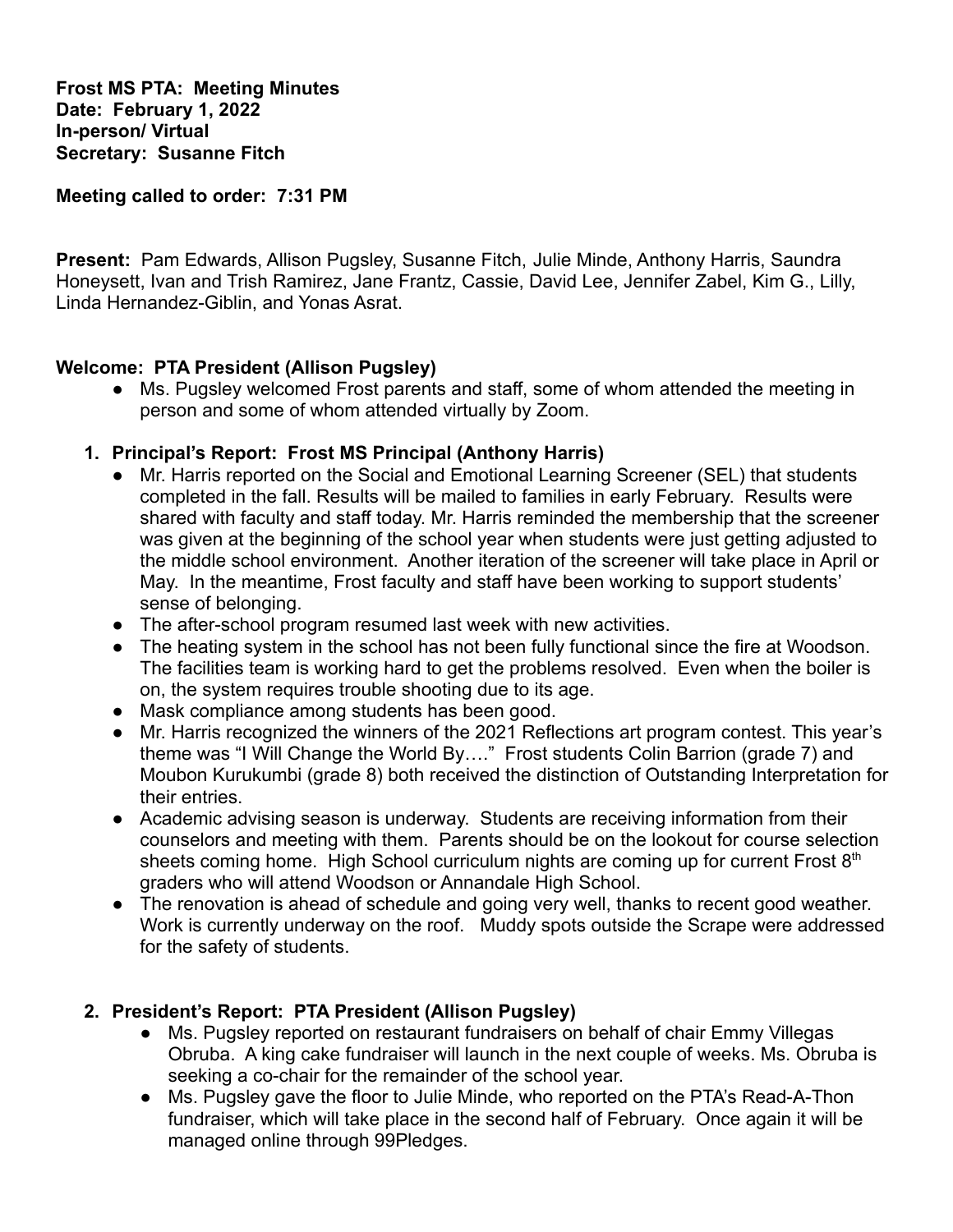**Frost MS PTA: Meeting Minutes**
**Date: February 1, 2022**
**In-person/ Virtual**
**Secretary: Susanne Fitch**

**Meeting called to order: 7:31 PM**

**Present:** Pam Edwards, Allison Pugsley, Susanne Fitch, Julie Minde, Anthony Harris, Saundra Honeysett, Ivan and Trish Ramirez, Jane Frantz, Cassie, David Lee, Jennifer Zabel, Kim G., Lilly, Linda Hernandez-Giblin, and Yonas Asrat.

**Welcome: PTA President (Allison Pugsley)**

- Ms. Pugsley welcomed Frost parents and staff, some of whom attended the meeting in person and some of whom attended virtually by Zoom.

1. **Principal's Report: Frost MS Principal (Anthony Harris)**
   - Mr. Harris reported on the Social and Emotional Learning Screener (SEL) that students completed in the fall. Results will be mailed to families in early February. Results were shared with faculty and staff today. Mr. Harris reminded the membership that the screener was given at the beginning of the school year when students were just getting adjusted to the middle school environment. Another iteration of the screener will take place in April or May. In the meantime, Frost faculty and staff have been working to support students' sense of belonging.
   - The after-school program resumed last week with new activities.
   - The heating system in the school has not been fully functional since the fire at Woodson. The facilities team is working hard to get the problems resolved. Even when the boiler is on, the system requires trouble shooting due to its age.
   - Mask compliance among students has been good.
   - Mr. Harris recognized the winners of the 2021 Reflections art program contest. This year's theme was "I Will Change the World By…." Frost students Colin Barrion (grade 7) and Moubon Kurukumbi (grade 8) both received the distinction of Outstanding Interpretation for their entries.
   - Academic advising season is underway. Students are receiving information from their counselors and meeting with them. Parents should be on the lookout for course selection sheets coming home. High School curriculum nights are coming up for current Frost 8th graders who will attend Woodson or Annandale High School.
   - The renovation is ahead of schedule and going very well, thanks to recent good weather. Work is currently underway on the roof. Muddy spots outside the Scrape were addressed for the safety of students.

2. **President's Report: PTA President (Allison Pugsley)**
   - Ms. Pugsley reported on restaurant fundraisers on behalf of chair Emmy Villegas Obruba. A king cake fundraiser will launch in the next couple of weeks. Ms. Obruba is seeking a co-chair for the remainder of the school year.
   - Ms. Pugsley gave the floor to Julie Minde, who reported on the PTA's Read-A-Thon fundraiser, which will take place in the second half of February. Once again it will be managed online through 99Pledges.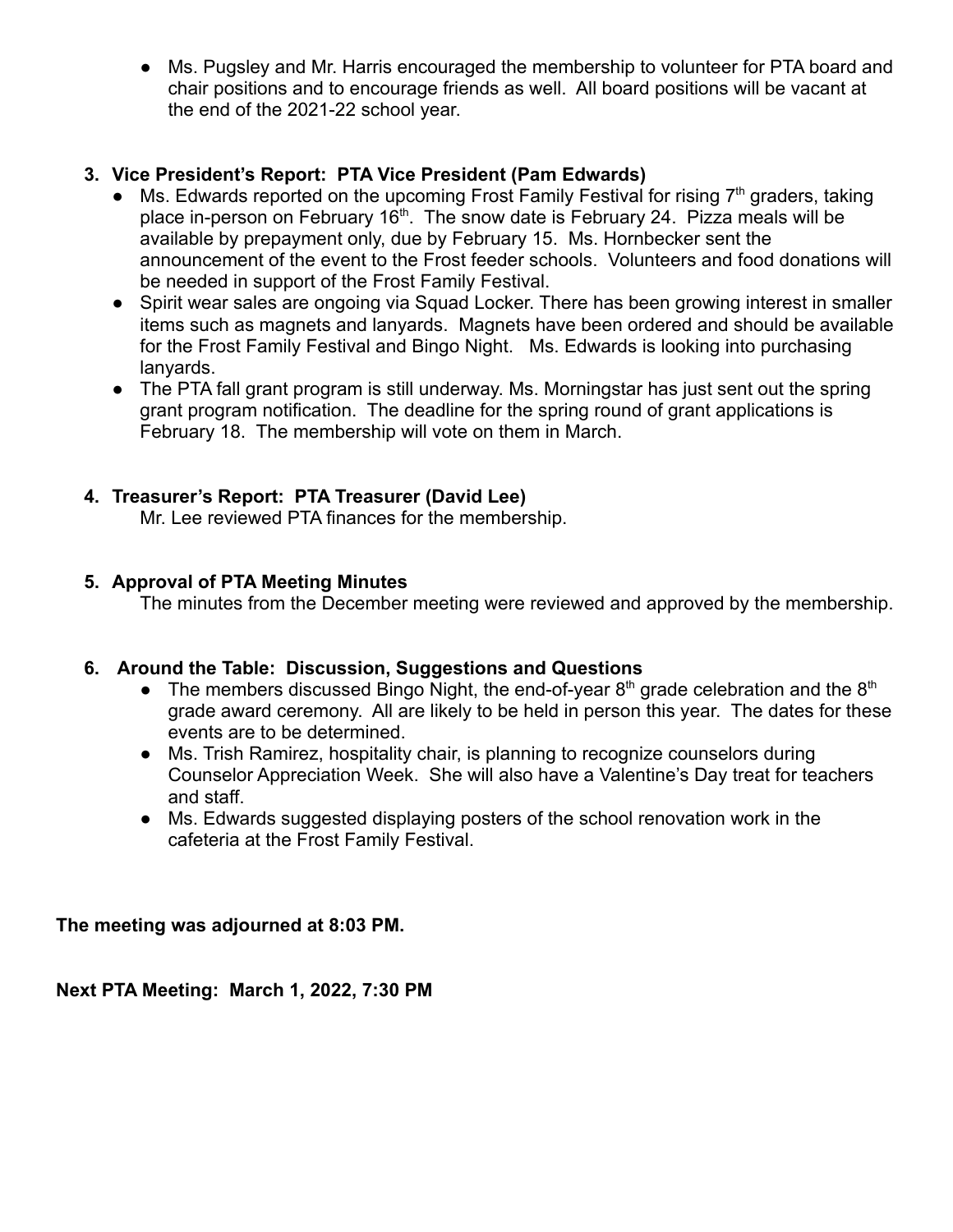- Ms. Pugsley and Mr. Harris encouraged the membership to volunteer for PTA board and chair positions and to encourage friends as well. All board positions will be vacant at the end of the 2021-22 school year.

3. **Vice President's Report: PTA Vice President (Pam Edwards)**
   - Ms. Edwards reported on the upcoming Frost Family Festival for rising 7th graders, taking place in-person on February 16th. The snow date is February 24. Pizza meals will be available by prepayment only, due by February 15. Ms. Hornbecker sent the announcement of the event to the Frost feeder schools. Volunteers and food donations will be needed in support of the Frost Family Festival.
   - Spirit wear sales are ongoing via Squad Locker. There has been growing interest in smaller items such as magnets and lanyards. Magnets have been ordered and should be available for the Frost Family Festival and Bingo Night. Ms. Edwards is looking into purchasing lanyards.
   - The PTA fall grant program is still underway. Ms. Morningstar has just sent out the spring grant program notification. The deadline for the spring round of grant applications is February 18. The membership will vote on them in March.

4. **Treasurer's Report: PTA Treasurer (David Lee)**

   Mr. Lee reviewed PTA finances for the membership.

5. **Approval of PTA Meeting Minutes**

   The minutes from the December meeting were reviewed and approved by the membership.

6. **Around the Table: Discussion, Suggestions and Questions**
   - The members discussed Bingo Night, the end-of-year 8th grade celebration and the 8th grade award ceremony. All are likely to be held in person this year. The dates for these events are to be determined.
   - Ms. Trish Ramirez, hospitality chair, is planning to recognize counselors during Counselor Appreciation Week. She will also have a Valentine's Day treat for teachers and staff.
   - Ms. Edwards suggested displaying posters of the school renovation work in the cafeteria at the Frost Family Festival.

**The meeting was adjourned at 8:03 PM.**

**Next PTA Meeting: March 1, 2022, 7:30 PM**